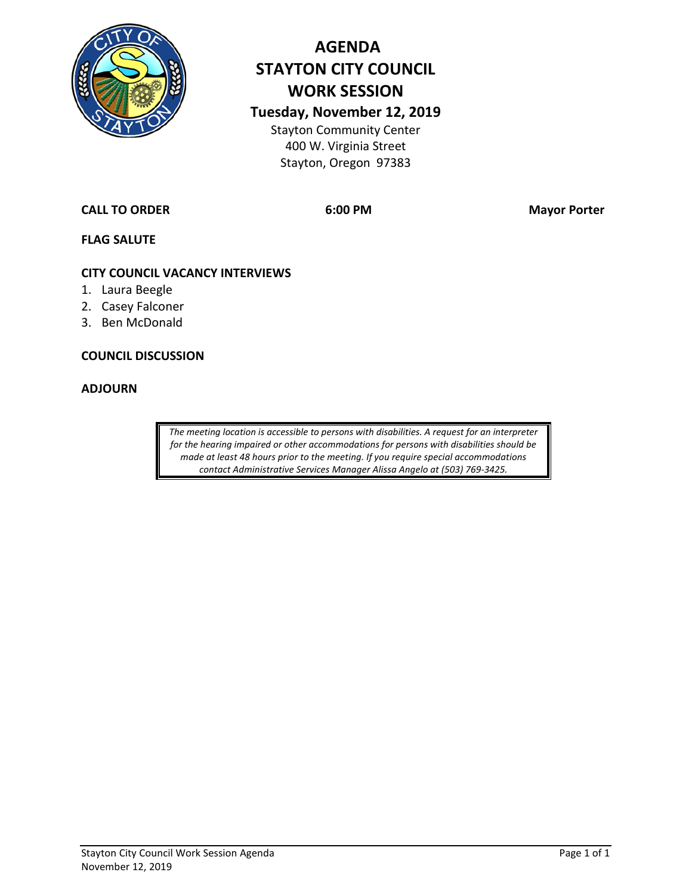# AGENDA
# STAYTON CITY COUNCIL
# WORK SESSION

## Tuesday, November 12, 2019

Stayton Community Center
400 W. Virginia Street
Stayton, Oregon 97383

**CALL TO ORDER** **6:00 PM** **Mayor Porter**

**FLAG SALUTE**

**CITY COUNCIL VACANCY INTERVIEWS**

1. Laura Beegle
2. Casey Falconer
3. Ben McDonald

**COUNCIL DISCUSSION**

**ADJOURN**

*The meeting location is accessible to persons with disabilities. A request for an interpreter for the hearing impaired or other accommodations for persons with disabilities should be made at least 48 hours prior to the meeting. If you require special accommodations contact Administrative Services Manager Alissa Angelo at (503) 769-3425.*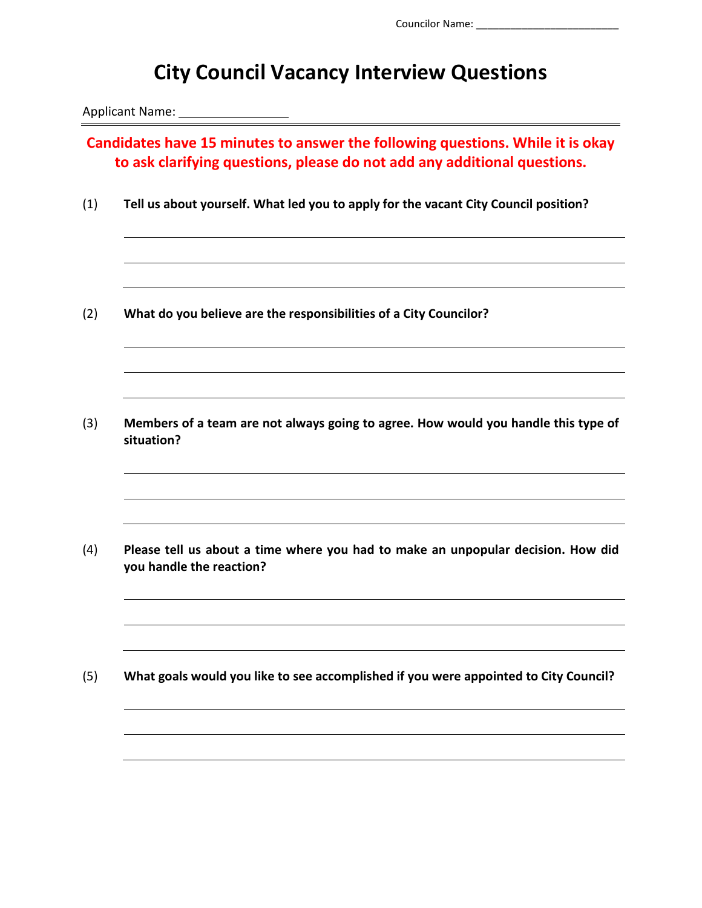Councilor Name: ________________________

# City Council Vacancy Interview Questions

Applicant Name: ________________

**Candidates have 15 minutes to answer the following questions. While it is okay to ask clarifying questions, please do not add any additional questions.**

(1) **Tell us about yourself. What led you to apply for the vacant City Council position?**

___________________________________________

___________________________________________

___________________________________________

(2) **What do you believe are the responsibilities of a City Councilor?**

___________________________________________

___________________________________________

___________________________________________

(3) **Members of a team are not always going to agree. How would you handle this type of situation?**

___________________________________________

___________________________________________

___________________________________________

(4) **Please tell us about a time where you had to make an unpopular decision. How did you handle the reaction?**

___________________________________________

___________________________________________

___________________________________________

(5) **What goals would you like to see accomplished if you were appointed to City Council?**

___________________________________________

___________________________________________

___________________________________________